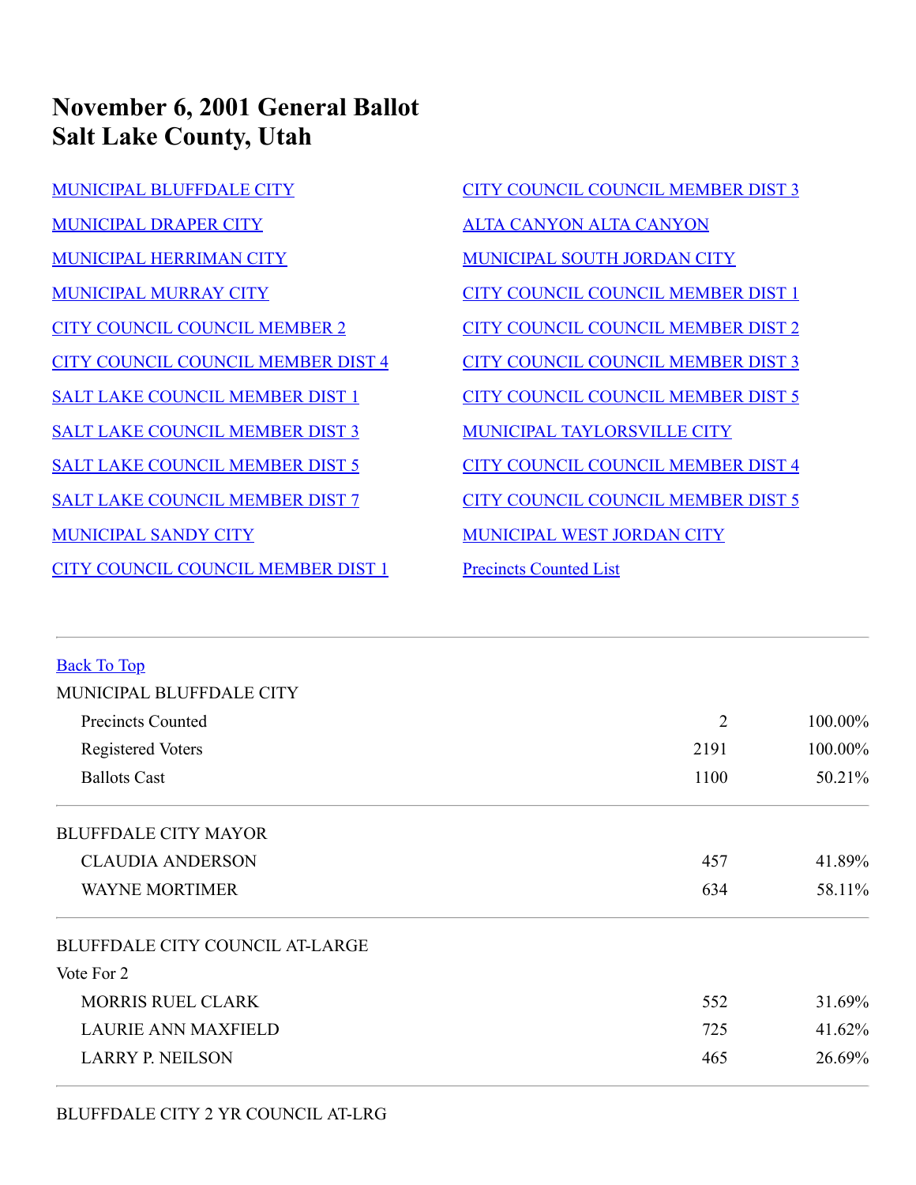# November 6, 2001 General Ballot
# Salt Lake County, Utah

- MUNICIPAL BLUFFDALE CITY
- MUNICIPAL DRAPER CITY
- MUNICIPAL HERRIMAN CITY
- MUNICIPAL MURRAY CITY
- CITY COUNCIL COUNCIL MEMBER 2
- CITY COUNCIL COUNCIL MEMBER DIST 4
- SALT LAKE COUNCIL MEMBER DIST 1
- SALT LAKE COUNCIL MEMBER DIST 3
- SALT LAKE COUNCIL MEMBER DIST 5
- SALT LAKE COUNCIL MEMBER DIST 7
- MUNICIPAL SANDY CITY
- CITY COUNCIL COUNCIL MEMBER DIST 1
- CITY COUNCIL COUNCIL MEMBER DIST 3
- ALTA CANYON ALTA CANYON
- MUNICIPAL SOUTH JORDAN CITY
- CITY COUNCIL COUNCIL MEMBER DIST 1
- CITY COUNCIL COUNCIL MEMBER DIST 2
- CITY COUNCIL COUNCIL MEMBER DIST 3
- CITY COUNCIL COUNCIL MEMBER DIST 5
- MUNICIPAL TAYLORSVILLE CITY
- CITY COUNCIL COUNCIL MEMBER DIST 4
- CITY COUNCIL COUNCIL MEMBER DIST 5
- MUNICIPAL WEST JORDAN CITY
- Precincts Counted List

---

Back To Top

MUNICIPAL BLUFFDALE CITY

| | | |
|---|---|---|
| Precincts Counted | 2 | 100.00% |
| Registered Voters | 2191 | 100.00% |
| Ballots Cast | 1100 | 50.21% |

---

BLUFFDALE CITY MAYOR

| | | |
|---|---|---|
| CLAUDIA ANDERSON | 457 | 41.89% |
| WAYNE MORTIMER | 634 | 58.11% |

---

BLUFFDALE CITY COUNCIL AT-LARGE

Vote For 2

| | | |
|---|---|---|
| MORRIS RUEL CLARK | 552 | 31.69% |
| LAURIE ANN MAXFIELD | 725 | 41.62% |
| LARRY P. NEILSON | 465 | 26.69% |

---

BLUFFDALE CITY 2 YR COUNCIL AT-LRG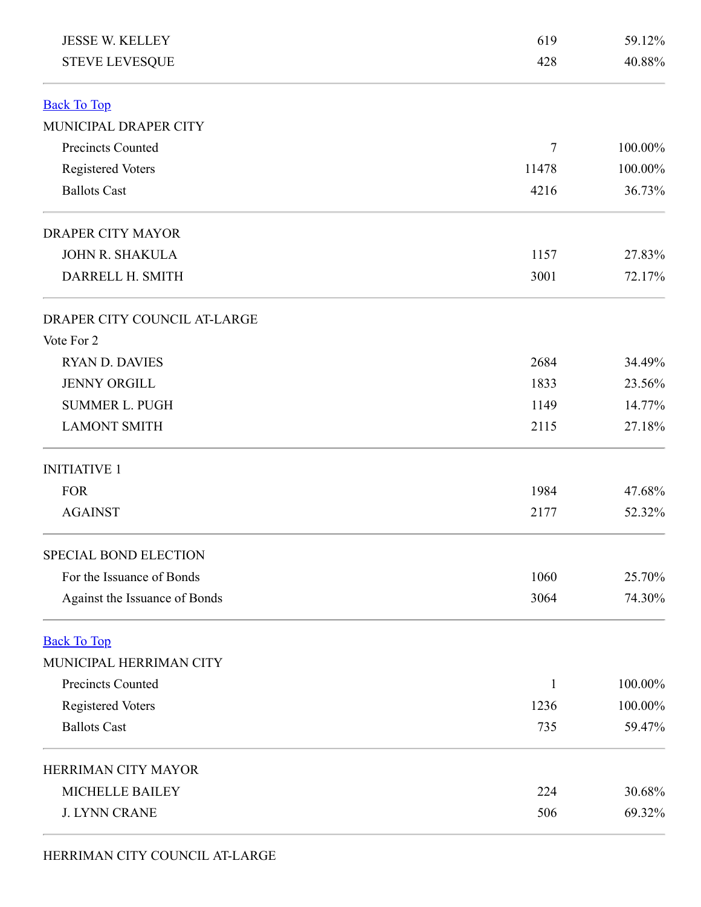| | | |
|---|---|---|
| JESSE W. KELLEY | 619 | 59.12% |
| STEVE LEVESQUE | 428 | 40.88% |

[Back To Top]

MUNICIPAL DRAPER CITY

| | | |
|---|---|---|
| Precincts Counted | 7 | 100.00% |
| Registered Voters | 11478 | 100.00% |
| Ballots Cast | 4216 | 36.73% |

DRAPER CITY MAYOR

| | | |
|---|---|---|
| JOHN R. SHAKULA | 1157 | 27.83% |
| DARRELL H. SMITH | 3001 | 72.17% |

DRAPER CITY COUNCIL AT-LARGE

Vote For 2

| | | |
|---|---|---|
| RYAN D. DAVIES | 2684 | 34.49% |
| JENNY ORGILL | 1833 | 23.56% |
| SUMMER L. PUGH | 1149 | 14.77% |
| LAMONT SMITH | 2115 | 27.18% |

INITIATIVE 1

| | | |
|---|---|---|
| FOR | 1984 | 47.68% |
| AGAINST | 2177 | 52.32% |

SPECIAL BOND ELECTION

| | | |
|---|---|---|
| For the Issuance of Bonds | 1060 | 25.70% |
| Against the Issuance of Bonds | 3064 | 74.30% |

[Back To Top]

MUNICIPAL HERRIMAN CITY

| | | |
|---|---|---|
| Precincts Counted | 1 | 100.00% |
| Registered Voters | 1236 | 100.00% |
| Ballots Cast | 735 | 59.47% |

HERRIMAN CITY MAYOR

| | | |
|---|---|---|
| MICHELLE BAILEY | 224 | 30.68% |
| J. LYNN CRANE | 506 | 69.32% |

HERRIMAN CITY COUNCIL AT-LARGE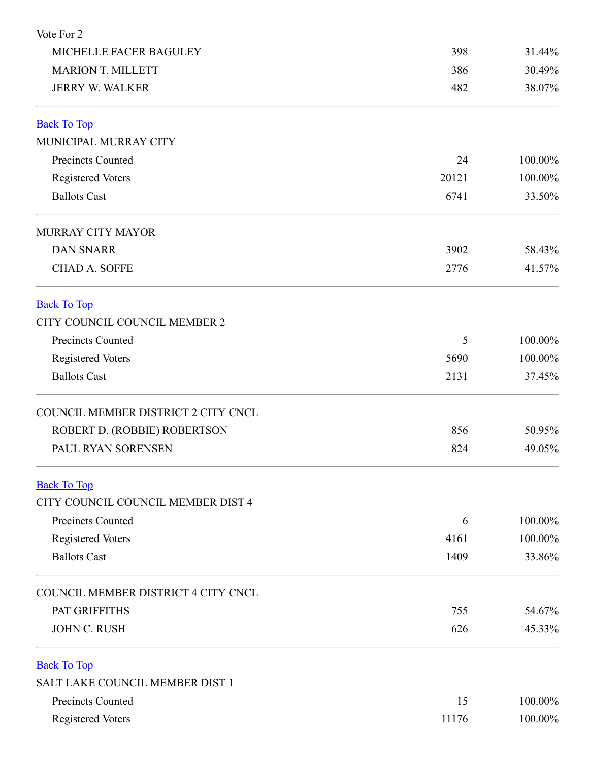Vote For 2

| | | |
|---|---|---|
| MICHELLE FACER BAGULEY | 398 | 31.44% |
| MARION T. MILLETT | 386 | 30.49% |
| JERRY W. WALKER | 482 | 38.07% |

---

[Back To Top]

MUNICIPAL MURRAY CITY

| | | |
|---|---|---|
| Precincts Counted | 24 | 100.00% |
| Registered Voters | 20121 | 100.00% |
| Ballots Cast | 6741 | 33.50% |

---

MURRAY CITY MAYOR

| | | |
|---|---|---|
| DAN SNARR | 3902 | 58.43% |
| CHAD A. SOFFE | 2776 | 41.57% |

---

[Back To Top]

CITY COUNCIL COUNCIL MEMBER 2

| | | |
|---|---|---|
| Precincts Counted | 5 | 100.00% |
| Registered Voters | 5690 | 100.00% |
| Ballots Cast | 2131 | 37.45% |

---

COUNCIL MEMBER DISTRICT 2 CITY CNCL

| | | |
|---|---|---|
| ROBERT D. (ROBBIE) ROBERTSON | 856 | 50.95% |
| PAUL RYAN SORENSEN | 824 | 49.05% |

---

[Back To Top]

CITY COUNCIL COUNCIL MEMBER DIST 4

| | | |
|---|---|---|
| Precincts Counted | 6 | 100.00% |
| Registered Voters | 4161 | 100.00% |
| Ballots Cast | 1409 | 33.86% |

---

COUNCIL MEMBER DISTRICT 4 CITY CNCL

| | | |
|---|---|---|
| PAT GRIFFITHS | 755 | 54.67% |
| JOHN C. RUSH | 626 | 45.33% |

---

[Back To Top]

SALT LAKE COUNCIL MEMBER DIST 1

| | | |
|---|---|---|
| Precincts Counted | 15 | 100.00% |
| Registered Voters | 11176 | 100.00% |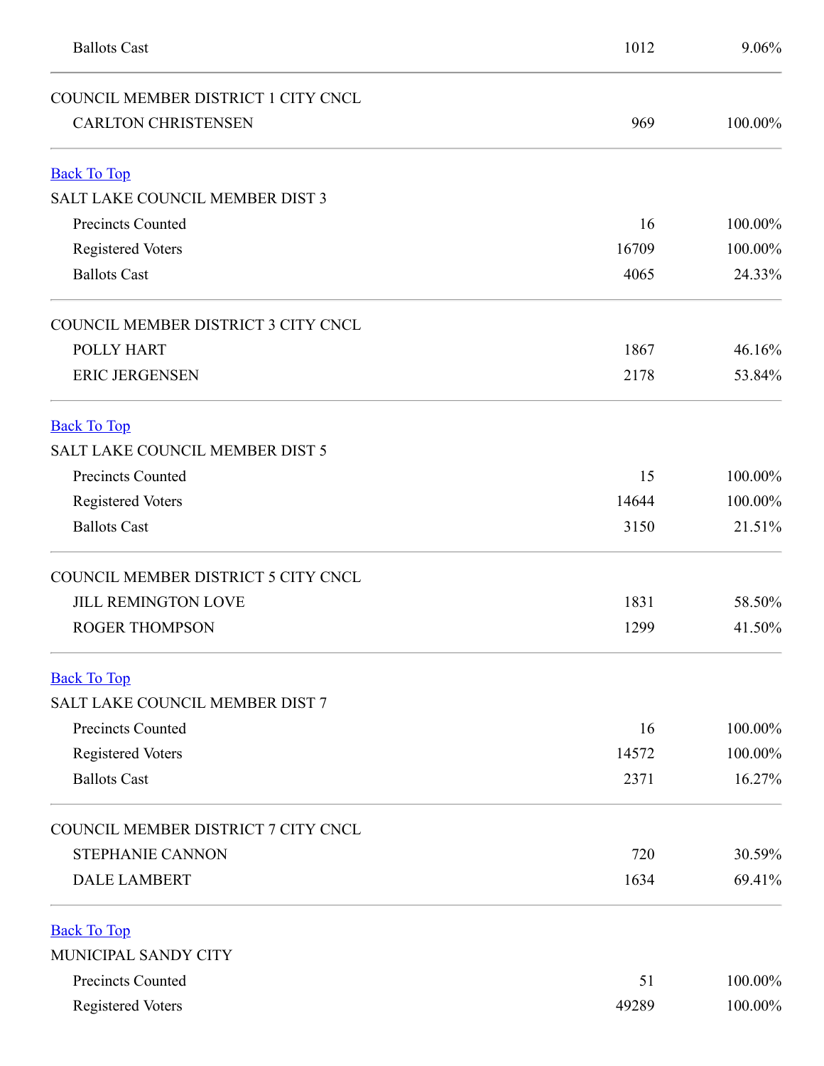| | | |
|---|---|---|
| Ballots Cast | 1012 | 9.06% |

| COUNCIL MEMBER DISTRICT 1 CITY CNCL | | |
|---|---|---|
| CARLTON CHRISTENSEN | 969 | 100.00% |

[Back To Top]

| SALT LAKE COUNCIL MEMBER DIST 3 | | |
|---|---|---|
| Precincts Counted | 16 | 100.00% |
| Registered Voters | 16709 | 100.00% |
| Ballots Cast | 4065 | 24.33% |

| COUNCIL MEMBER DISTRICT 3 CITY CNCL | | |
|---|---|---|
| POLLY HART | 1867 | 46.16% |
| ERIC JERGENSEN | 2178 | 53.84% |

[Back To Top]

| SALT LAKE COUNCIL MEMBER DIST 5 | | |
|---|---|---|
| Precincts Counted | 15 | 100.00% |
| Registered Voters | 14644 | 100.00% |
| Ballots Cast | 3150 | 21.51% |

| COUNCIL MEMBER DISTRICT 5 CITY CNCL | | |
|---|---|---|
| JILL REMINGTON LOVE | 1831 | 58.50% |
| ROGER THOMPSON | 1299 | 41.50% |

[Back To Top]

| SALT LAKE COUNCIL MEMBER DIST 7 | | |
|---|---|---|
| Precincts Counted | 16 | 100.00% |
| Registered Voters | 14572 | 100.00% |
| Ballots Cast | 2371 | 16.27% |

| COUNCIL MEMBER DISTRICT 7 CITY CNCL | | |
|---|---|---|
| STEPHANIE CANNON | 720 | 30.59% |
| DALE LAMBERT | 1634 | 69.41% |

[Back To Top]

| MUNICIPAL SANDY CITY | | |
|---|---|---|
| Precincts Counted | 51 | 100.00% |
| Registered Voters | 49289 | 100.00% |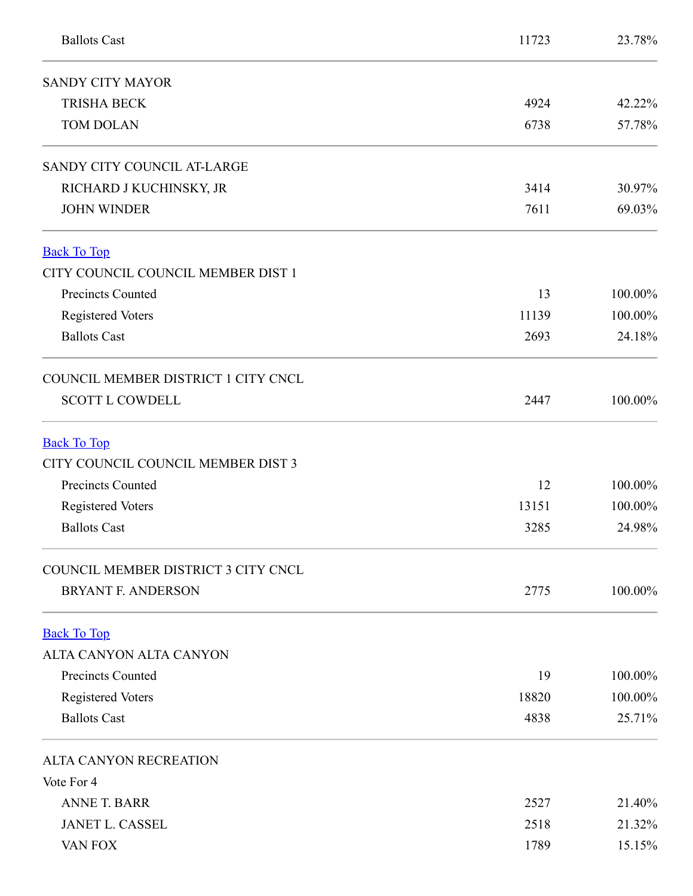| | | |
|---|---|---|
| Ballots Cast | 11723 | 23.78% |

| SANDY CITY MAYOR | | |
|---|---|---|
| TRISHA BECK | 4924 | 42.22% |
| TOM DOLAN | 6738 | 57.78% |

| SANDY CITY COUNCIL AT-LARGE | | |
|---|---|---|
| RICHARD J KUCHINSKY, JR | 3414 | 30.97% |
| JOHN WINDER | 7611 | 69.03% |

Back To Top

| CITY COUNCIL COUNCIL MEMBER DIST 1 | | |
|---|---|---|
| Precincts Counted | 13 | 100.00% |
| Registered Voters | 11139 | 100.00% |
| Ballots Cast | 2693 | 24.18% |

| COUNCIL MEMBER DISTRICT 1 CITY CNCL | | |
|---|---|---|
| SCOTT L COWDELL | 2447 | 100.00% |

Back To Top

| CITY COUNCIL COUNCIL MEMBER DIST 3 | | |
|---|---|---|
| Precincts Counted | 12 | 100.00% |
| Registered Voters | 13151 | 100.00% |
| Ballots Cast | 3285 | 24.98% |

| COUNCIL MEMBER DISTRICT 3 CITY CNCL | | |
|---|---|---|
| BRYANT F. ANDERSON | 2775 | 100.00% |

Back To Top

| ALTA CANYON ALTA CANYON | | |
|---|---|---|
| Precincts Counted | 19 | 100.00% |
| Registered Voters | 18820 | 100.00% |
| Ballots Cast | 4838 | 25.71% |

ALTA CANYON RECREATION

Vote For 4

| | | |
|---|---|---|
| ANNE T. BARR | 2527 | 21.40% |
| JANET L. CASSEL | 2518 | 21.32% |
| VAN FOX | 1789 | 15.15% |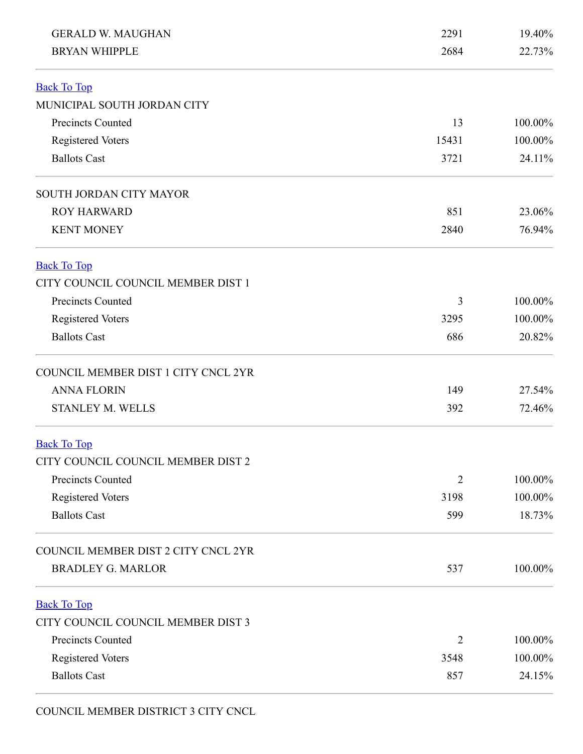| | | |
|---|---|---|
| GERALD W. MAUGHAN | 2291 | 19.40% |
| BRYAN WHIPPLE | 2684 | 22.73% |

Back To Top

MUNICIPAL SOUTH JORDAN CITY

| | | |
|---|---|---|
| Precincts Counted | 13 | 100.00% |
| Registered Voters | 15431 | 100.00% |
| Ballots Cast | 3721 | 24.11% |

SOUTH JORDAN CITY MAYOR

| | | |
|---|---|---|
| ROY HARWARD | 851 | 23.06% |
| KENT MONEY | 2840 | 76.94% |

Back To Top

CITY COUNCIL COUNCIL MEMBER DIST 1

| | | |
|---|---|---|
| Precincts Counted | 3 | 100.00% |
| Registered Voters | 3295 | 100.00% |
| Ballots Cast | 686 | 20.82% |

COUNCIL MEMBER DIST 1 CITY CNCL 2YR

| | | |
|---|---|---|
| ANNA FLORIN | 149 | 27.54% |
| STANLEY M. WELLS | 392 | 72.46% |

Back To Top

CITY COUNCIL COUNCIL MEMBER DIST 2

| | | |
|---|---|---|
| Precincts Counted | 2 | 100.00% |
| Registered Voters | 3198 | 100.00% |
| Ballots Cast | 599 | 18.73% |

COUNCIL MEMBER DIST 2 CITY CNCL 2YR

| | | |
|---|---|---|
| BRADLEY G. MARLOR | 537 | 100.00% |

Back To Top

CITY COUNCIL COUNCIL MEMBER DIST 3

| | | |
|---|---|---|
| Precincts Counted | 2 | 100.00% |
| Registered Voters | 3548 | 100.00% |
| Ballots Cast | 857 | 24.15% |

COUNCIL MEMBER DISTRICT 3 CITY CNCL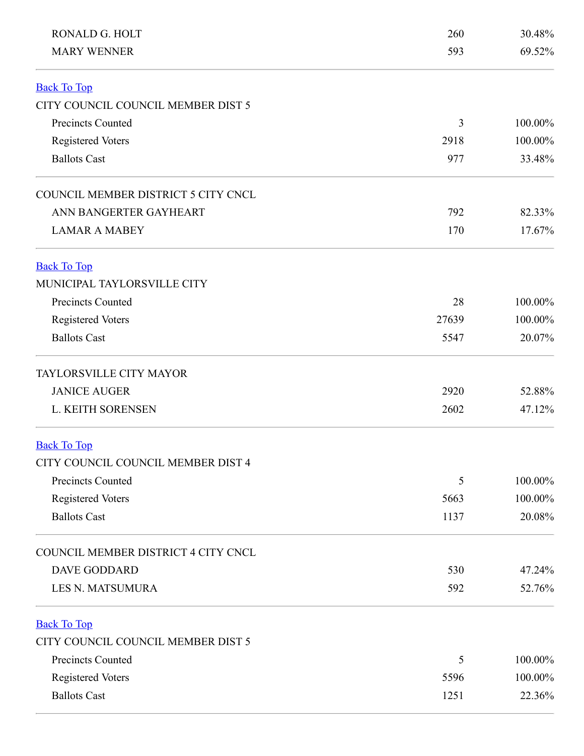| | | |
|---|---|---|
| RONALD G. HOLT | 260 | 30.48% |
| MARY WENNER | 593 | 69.52% |

[Back To Top]

CITY COUNCIL COUNCIL MEMBER DIST 5

| | | |
|---|---|---|
| Precincts Counted | 3 | 100.00% |
| Registered Voters | 2918 | 100.00% |
| Ballots Cast | 977 | 33.48% |

COUNCIL MEMBER DISTRICT 5 CITY CNCL

| | | |
|---|---|---|
| ANN BANGERTER GAYHEART | 792 | 82.33% |
| LAMAR A MABEY | 170 | 17.67% |

[Back To Top]

MUNICIPAL TAYLORSVILLE CITY

| | | |
|---|---|---|
| Precincts Counted | 28 | 100.00% |
| Registered Voters | 27639 | 100.00% |
| Ballots Cast | 5547 | 20.07% |

TAYLORSVILLE CITY MAYOR

| | | |
|---|---|---|
| JANICE AUGER | 2920 | 52.88% |
| L. KEITH SORENSEN | 2602 | 47.12% |

[Back To Top]

CITY COUNCIL COUNCIL MEMBER DIST 4

| | | |
|---|---|---|
| Precincts Counted | 5 | 100.00% |
| Registered Voters | 5663 | 100.00% |
| Ballots Cast | 1137 | 20.08% |

COUNCIL MEMBER DISTRICT 4 CITY CNCL

| | | |
|---|---|---|
| DAVE GODDARD | 530 | 47.24% |
| LES N. MATSUMURA | 592 | 52.76% |

[Back To Top]

CITY COUNCIL COUNCIL MEMBER DIST 5

| | | |
|---|---|---|
| Precincts Counted | 5 | 100.00% |
| Registered Voters | 5596 | 100.00% |
| Ballots Cast | 1251 | 22.36% |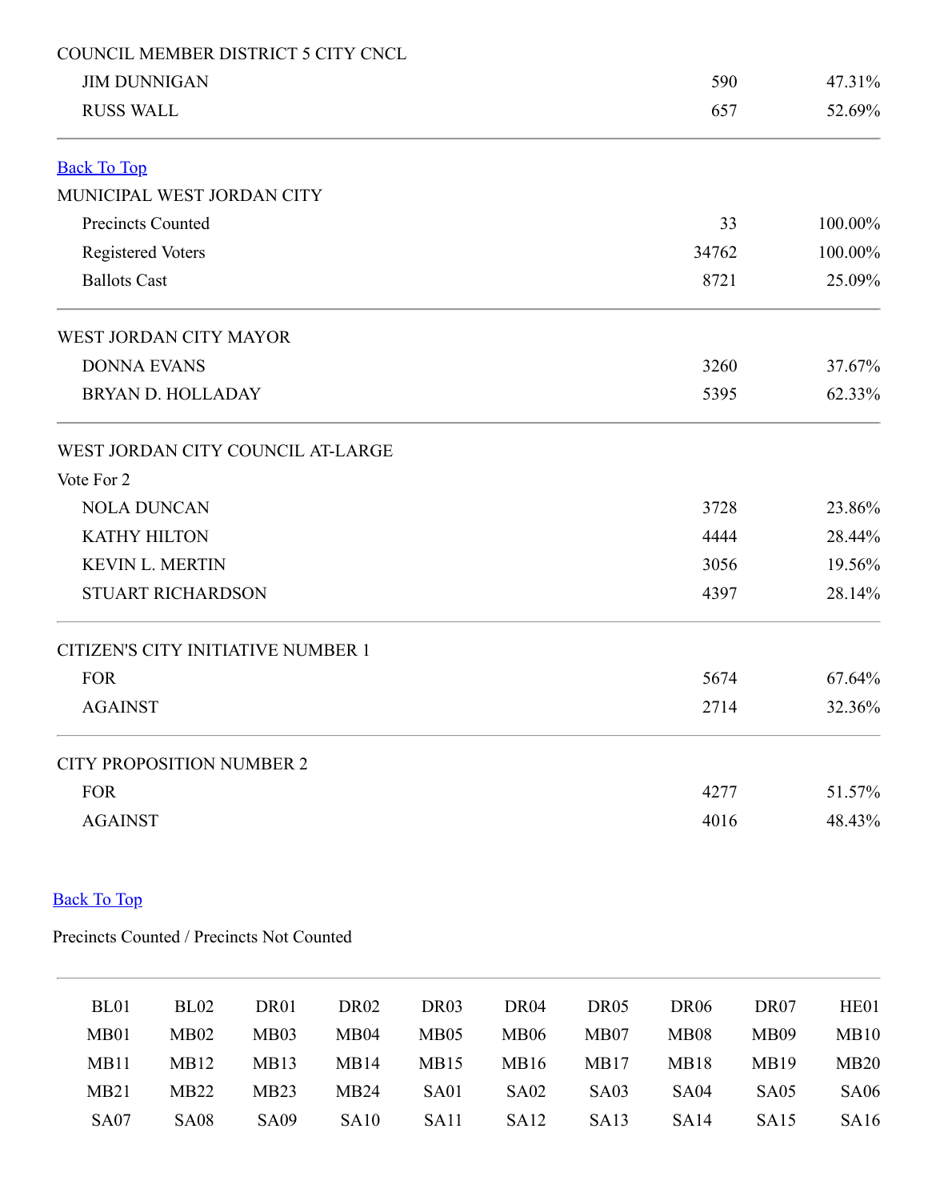| COUNCIL MEMBER DISTRICT 5 CITY CNCL | | |
|---|---|---|
| JIM DUNNIGAN | 590 | 47.31% |
| RUSS WALL | 657 | 52.69% |

Back To Top

| MUNICIPAL WEST JORDAN CITY | | |
|---|---|---|
| Precincts Counted | 33 | 100.00% |
| Registered Voters | 34762 | 100.00% |
| Ballots Cast | 8721 | 25.09% |

| WEST JORDAN CITY MAYOR | | |
|---|---|---|
| DONNA EVANS | 3260 | 37.67% |
| BRYAN D. HOLLADAY | 5395 | 62.33% |

| WEST JORDAN CITY COUNCIL AT-LARGE | | |
|---|---|---|
| Vote For 2 | | |
| NOLA DUNCAN | 3728 | 23.86% |
| KATHY HILTON | 4444 | 28.44% |
| KEVIN L. MERTIN | 3056 | 19.56% |
| STUART RICHARDSON | 4397 | 28.14% |

| CITIZEN'S CITY INITIATIVE NUMBER 1 | | |
|---|---|---|
| FOR | 5674 | 67.64% |
| AGAINST | 2714 | 32.36% |

| CITY PROPOSITION NUMBER 2 | | |
|---|---|---|
| FOR | 4277 | 51.57% |
| AGAINST | 4016 | 48.43% |

Back To Top

Precincts Counted / Precincts Not Counted

| | | | | | | | | | |
|---|---|---|---|---|---|---|---|---|---|
| BL01 | BL02 | DR01 | DR02 | DR03 | DR04 | DR05 | DR06 | DR07 | HE01 |
| MB01 | MB02 | MB03 | MB04 | MB05 | MB06 | MB07 | MB08 | MB09 | MB10 |
| MB11 | MB12 | MB13 | MB14 | MB15 | MB16 | MB17 | MB18 | MB19 | MB20 |
| MB21 | MB22 | MB23 | MB24 | SA01 | SA02 | SA03 | SA04 | SA05 | SA06 |
| SA07 | SA08 | SA09 | SA10 | SA11 | SA12 | SA13 | SA14 | SA15 | SA16 |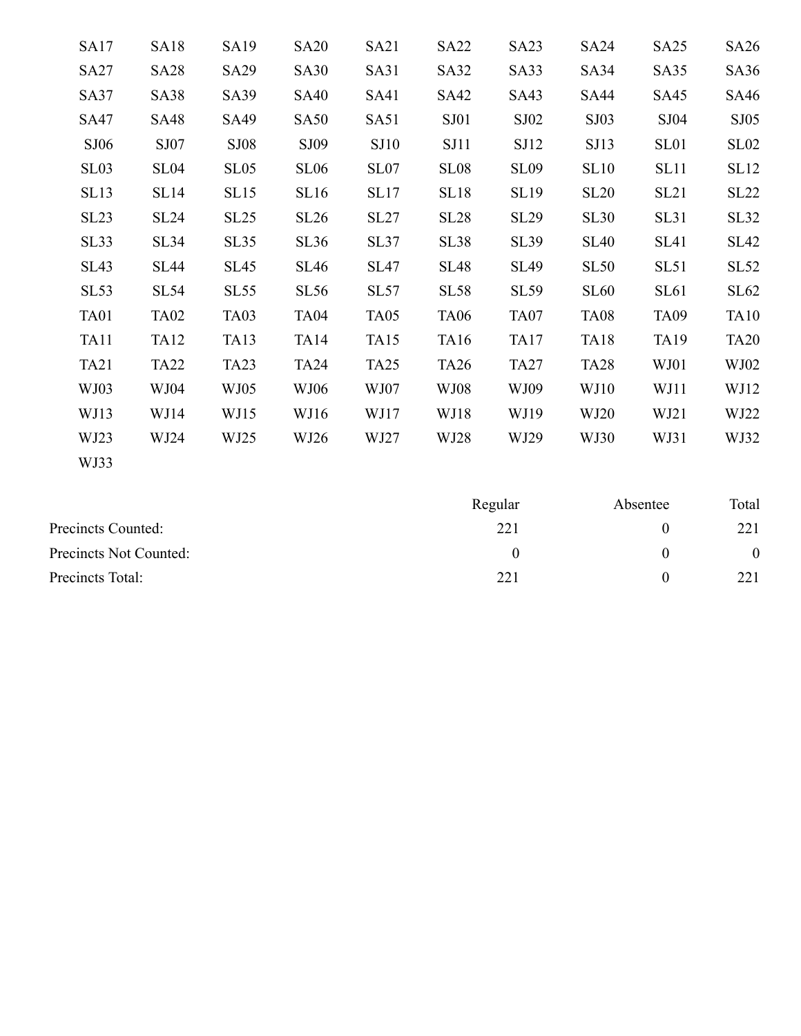| | | | | | | | | | |
|---|---|---|---|---|---|---|---|---|---|
| SA17 | SA18 | SA19 | SA20 | SA21 | SA22 | SA23 | SA24 | SA25 | SA26 |
| SA27 | SA28 | SA29 | SA30 | SA31 | SA32 | SA33 | SA34 | SA35 | SA36 |
| SA37 | SA38 | SA39 | SA40 | SA41 | SA42 | SA43 | SA44 | SA45 | SA46 |
| SA47 | SA48 | SA49 | SA50 | SA51 | SJ01 | SJ02 | SJ03 | SJ04 | SJ05 |
| SJ06 | SJ07 | SJ08 | SJ09 | SJ10 | SJ11 | SJ12 | SJ13 | SL01 | SL02 |
| SL03 | SL04 | SL05 | SL06 | SL07 | SL08 | SL09 | SL10 | SL11 | SL12 |
| SL13 | SL14 | SL15 | SL16 | SL17 | SL18 | SL19 | SL20 | SL21 | SL22 |
| SL23 | SL24 | SL25 | SL26 | SL27 | SL28 | SL29 | SL30 | SL31 | SL32 |
| SL33 | SL34 | SL35 | SL36 | SL37 | SL38 | SL39 | SL40 | SL41 | SL42 |
| SL43 | SL44 | SL45 | SL46 | SL47 | SL48 | SL49 | SL50 | SL51 | SL52 |
| SL53 | SL54 | SL55 | SL56 | SL57 | SL58 | SL59 | SL60 | SL61 | SL62 |
| TA01 | TA02 | TA03 | TA04 | TA05 | TA06 | TA07 | TA08 | TA09 | TA10 |
| TA11 | TA12 | TA13 | TA14 | TA15 | TA16 | TA17 | TA18 | TA19 | TA20 |
| TA21 | TA22 | TA23 | TA24 | TA25 | TA26 | TA27 | TA28 | WJ01 | WJ02 |
| WJ03 | WJ04 | WJ05 | WJ06 | WJ07 | WJ08 | WJ09 | WJ10 | WJ11 | WJ12 |
| WJ13 | WJ14 | WJ15 | WJ16 | WJ17 | WJ18 | WJ19 | WJ20 | WJ21 | WJ22 |
| WJ23 | WJ24 | WJ25 | WJ26 | WJ27 | WJ28 | WJ29 | WJ30 | WJ31 | WJ32 |
| WJ33 | | | | | | | | | |

| | Regular | Absentee | Total |
|---|---|---|---|
| Precincts Counted: | 221 | 0 | 221 |
| Precincts Not Counted: | 0 | 0 | 0 |
| Precincts Total: | 221 | 0 | 221 |